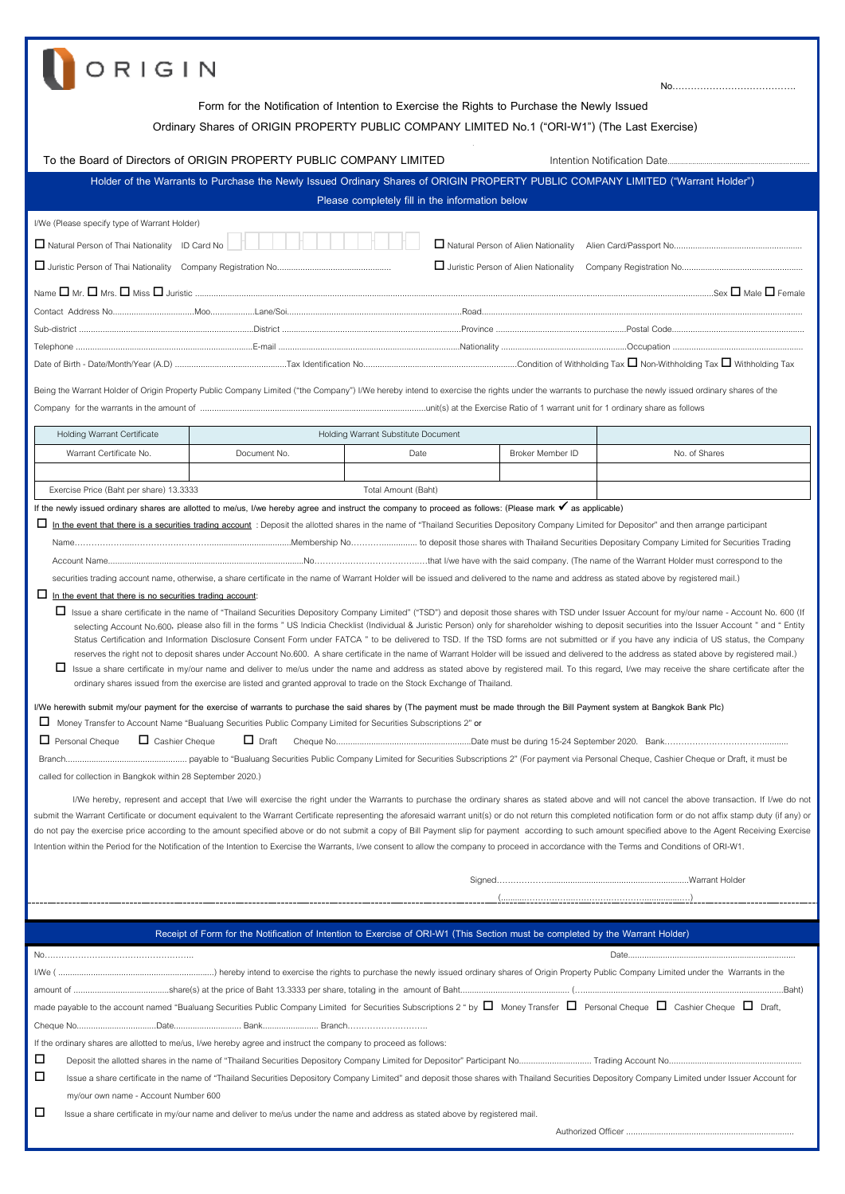ORIGIN

No……………………………….

# Form for the Notification of Intention to Exercise the Rights to Purchase the Newly Issued Ordinary Shares of ORIGIN PROPERTY PUBLIC COMPANY LIMITED No.1 ("ORI-W1") (The Last Exercise)

To the Board of Directors of ORIGIN PROPERTY PUBLIC COMPANY LIMITED Intention Notification Date……………………………

**Holder of the Warrants to Purchase the Newly Issued Ordinary Shares of ORIGIN PROPERTY PUBLIC COMPANY LIMITED ("Warrant Holder")**
**Please completely fill in the information below**

I/We (Please specify type of Warrant Holder)

☐ Natural Person of Thai Nationality ID Card No ☐ Natural Person of Alien Nationality Alien Card/Passport No……………………………

☐ Juristic Person of Thai Nationality Company Registration No…………………………… ☐ Juristic Person of Alien Nationality Company Registration No……………………………

Name ☐ Mr. ☐ Mrs. ☐ Miss ☐ Juristic ……………………………Sex ☐ Male ☐ Female

Contact Address No……………Moo……………Lane/Soi……………Road……………

Sub-district ……………District ……………Province ……………Postal Code……………

Telephone ……………E-mail ……………Nationality ……………Occupation ……………

Date of Birth - Date/Month/Year (A.D) ……………Tax Identification No……………Condition of Withholding Tax ☐ Non-Withholding Tax ☐ Withholding Tax

Being the Warrant Holder of Origin Property Public Company Limited ("the Company") I/We hereby intend to exercise the rights under the warrants to purchase the newly issued ordinary shares of the Company for the warrants in the amount of ……………unit(s) at the Exercise Ratio of 1 warrant unit for 1 ordinary share as follows

| Holding Warrant Certificate | Holding Warrant Substitute Document | | | |
|---|---|---|---|---|
| Warrant Certificate No. | Document No. | Date | Broker Member ID | No. of Shares |
| | | | | |
| Exercise Price (Baht per share) 13.3333 | | Total Amount (Baht) | | |

If the newly issued ordinary shares are allotted to me/us, I/we hereby agree and instruct the company to proceed as follows: (Please mark ✔ as applicable)

☐ In the event that there is a securities trading account : Deposit the allotted shares in the name of "Thailand Securities Depository Company Limited for Depositor" and then arrange participant Name……………Membership No……………to deposit those shares with Thailand Securities Depositary Company Limited for Securities Trading Account Name……………No……………that I/we have with the said company. (The name of the Warrant Holder must correspond to the securities trading account name, otherwise, a share certificate in the name of Warrant Holder will be issued and delivered to the name and address as stated above by registered mail.)

☐ In the event that there is no securities trading account:

☐ Issue a share certificate in the name of "Thailand Securities Depository Company Limited" ("TSD") and deposit those shares with TSD under Issuer Account for my/our name - Account No. 600 (If selecting Account No.600, please also fill in the forms " US Indicia Checklist (Individual & Juristic Person) only for shareholder wishing to deposit securities into the Issuer Account " and " Entity Status Certification and Information Disclosure Consent Form under FATCA " to be delivered to TSD. If the TSD forms are not submitted or if you have any indicia of US status, the Company reserves the right not to deposit shares under Account No.600. A share certificate in the name of Warrant Holder will be issued and delivered to the address as stated above by registered mail.)

☐ Issue a share certificate in my/our name and deliver to me/us under the name and address as stated above by registered mail. To this regard, I/we may receive the share certificate after the ordinary shares issued from the exercise are listed and granted approval to trade on the Stock Exchange of Thailand.

I/We herewith submit my/our payment for the exercise of warrants to purchase the said shares by (The payment must be made through the Bill Payment system at Bangkok Bank Plc)

☐ Money Transfer to Account Name "Bualuang Securities Public Company Limited for Securities Subscriptions 2" or

☐ Personal Cheque ☐ Cashier Cheque ☐ Draft Cheque No……………Date must be during 15-24 September 2020. Bank……………

Branch…………… payable to "Bualuang Securities Public Company Limited for Securities Subscriptions 2" (For payment via Personal Cheque, Cashier Cheque or Draft, it must be called for collection in Bangkok within 28 September 2020.)

I/We hereby, represent and accept that I/we will exercise the right under the Warrants to purchase the ordinary shares as stated above and will not cancel the above transaction. If I/we do not submit the Warrant Certificate or document equivalent to the Warrant Certificate representing the aforesaid warrant unit(s) or do not return this completed notification form or do not affix stamp duty (if any) or do not pay the exercise price according to the amount specified above or do not submit a copy of Bill Payment slip for payment according to such amount specified above to the Agent Receiving Exercise Intention within the Period for the Notification of the Intention to Exercise the Warrants, I/we consent to allow the company to proceed in accordance with the Terms and Conditions of ORI-W1.

Signed……………Warrant Holder

(……………)

**Receipt of Form for the Notification of Intention to Exercise of ORI-W1 (This Section must be completed by the Warrant Holder)**

No…………… Date……………

I/We (……………) hereby intend to exercise the rights to purchase the newly issued ordinary shares of Origin Property Public Company Limited under the Warrants in the amount of ……………share(s) at the price of Baht 13.3333 per share, totaling in the amount of Baht…………… (……………Baht) made payable to the account named "Bualuang Securities Public Company Limited for Securities Subscriptions 2 " by ☐ Money Transfer ☐ Personal Cheque ☐ Cashier Cheque ☐ Draft,

Cheque No……………Date……………Bank……………Branch……………

If the ordinary shares are allotted to me/us, I/we hereby agree and instruct the company to proceed as follows:

☐ Deposit the allotted shares in the name of "Thailand Securities Depository Company Limited for Depositor" Participant No……………Trading Account No……………

☐ Issue a share certificate in the name of "Thailand Securities Depository Company Limited" and deposit those shares with Thailand Securities Depository Company Limited under Issuer Account for my/our own name - Account Number 600

☐ Issue a share certificate in my/our name and deliver to me/us under the name and address as stated above by registered mail.

Authorized Officer ……………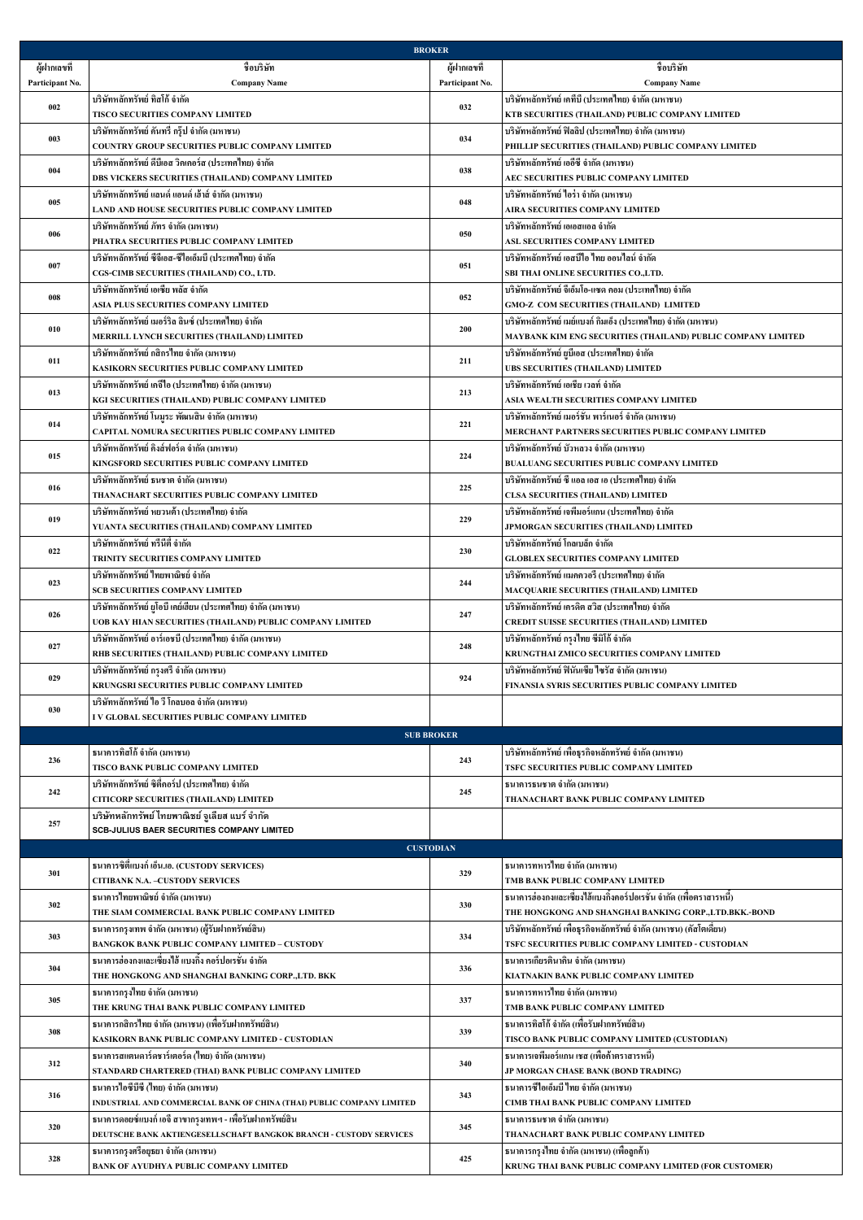| ผู้ฝากเลขที่ Participant No. | ชื่อบริษัท Company Name | ผู้ฝากเลขที่ Participant No. | ชื่อบริษัท Company Name |
|---|---|---|---|
| **BROKER** | | | |
| 002 | บริษัทหลักทรัพย์ ทิสโก้ จำกัด TISCO SECURITIES COMPANY LIMITED | 032 | บริษัทหลักทรัพย์ เคทีบี (ประเทศไทย) จำกัด (มหาชน) KTB SECURITIES (THAILAND) PUBLIC COMPANY LIMITED |
| 003 | บริษัทหลักทรัพย์ คันทรี่ กรุ๊ป จำกัด (มหาชน) COUNTRY GROUP SECURITIES PUBLIC COMPANY LIMITED | 034 | บริษัทหลักทรัพย์ ฟิลลิป (ประเทศไทย) จำกัด (มหาชน) PHILLIP SECURITIES (THAILAND) PUBLIC COMPANY LIMITED |
| 004 | บริษัทหลักทรัพย์ ดีบีเอส วิคเคอร์ส (ประเทศไทย) จำกัด DBS VICKERS SECURITIES (THAILAND) COMPANY LIMITED | 038 | บริษัทหลักทรัพย์ เออีซี จำกัด (มหาชน) AEC SECURITIES PUBLIC COMPANY LIMITED |
| 005 | บริษัทหลักทรัพย์ แลนด์ แอนด์ เฮ้าส์ จำกัด (มหาชน) LAND AND HOUSE SECURITIES PUBLIC COMPANY LIMITED | 048 | บริษัทหลักทรัพย์ ไอร่า จำกัด (มหาชน) AIRA SECURITIES COMPANY LIMITED |
| 006 | บริษัทหลักทรัพย์ ภัทร จำกัด (มหาชน) PHATRA SECURITIES PUBLIC COMPANY LIMITED | 050 | บริษัทหลักทรัพย์ เอเอสแอล จำกัด ASL SECURITIES COMPANY LIMITED |
| 007 | บริษัทหลักทรัพย์ ซีจีเอส-ซีไอเอ็มบี (ประเทศไทย) จำกัด CGS-CIMB SECURITIES (THAILAND) CO., LTD. | 051 | บริษัทหลักทรัพย์ เอสบีไอ ไทย ออนไลน์ จำกัด SBI THAI ONLINE SECURITIES CO.,LTD. |
| 008 | บริษัทหลักทรัพย์ เอเซีย พลัส จำกัด ASIA PLUS SECURITIES COMPANY LIMITED | 052 | บริษัทหลักทรัพย์ จีเอ็มโอ-แซด คอม (ประเทศไทย) จำกัด GMO-Z COM SECURITIES (THAILAND) LIMITED |
| 010 | บริษัทหลักทรัพย์ เมอร์ริล ลินช์ (ประเทศไทย) จำกัด MERRILL LYNCH SECURITIES (THAILAND) LIMITED | 200 | บริษัทหลักทรัพย์ เมย์แบงก์ กิมเอ็ง (ประเทศไทย) จำกัด (มหาชน) MAYBANK KIM ENG SECURITIES (THAILAND) PUBLIC COMPANY LIMITED |
| 011 | บริษัทหลักทรัพย์ กสิกรไทย จำกัด (มหาชน) KASIKORN SECURITIES PUBLIC COMPANY LIMITED | 211 | บริษัทหลักทรัพย์ ยูบีเอส (ประเทศไทย) จำกัด UBS SECURITIES (THAILAND) LIMITED |
| 013 | บริษัทหลักทรัพย์ เคจีไอ (ประเทศไทย) จำกัด (มหาชน) KGI SECURITIES (THAILAND) PUBLIC COMPANY LIMITED | 213 | บริษัทหลักทรัพย์ เอเซีย เวลท์ จำกัด ASIA WEALTH SECURITIES COMPANY LIMITED |
| 014 | บริษัทหลักทรัพย์ โนมูระ พัฒนสิน จำกัด (มหาชน) CAPITAL NOMURA SECURITIES PUBLIC COMPANY LIMITED | 221 | บริษัทหลักทรัพย์ เมอร์ชั่น พาร์ทเนอร์ จำกัด (มหาชน) MERCHANT PARTNERS SECURITIES PUBLIC COMPANY LIMITED |
| 015 | บริษัทหลักทรัพย์ คิงส์ฟอร์ด จำกัด (มหาชน) KINGSFORD SECURITIES PUBLIC COMPANY LIMITED | 224 | บริษัทหลักทรัพย์ บัวหลวง จำกัด (มหาชน) BUALUANG SECURITIES PUBLIC COMPANY LIMITED |
| 016 | บริษัทหลักทรัพย์ ธนชาต จำกัด (มหาชน) THANACHART SECURITIES PUBLIC COMPANY LIMITED | 225 | บริษัทหลักทรัพย์ ซี แอล เอส เอ (ประเทศไทย) จำกัด CLSA SECURITIES (THAILAND) LIMITED |
| 019 | บริษัทหลักทรัพย์ หยวนต้า (ประเทศไทย) จำกัด YUANTA SECURITIES (THAILAND) COMPANY LIMITED | 229 | บริษัทหลักทรัพย์ เจพีมอร์แกน (ประเทศไทย) จำกัด JPMORGAN SECURITIES (THAILAND) LIMITED |
| 022 | บริษัทหลักทรัพย์ ทรีนีตี้ จำกัด TRINITY SECURITIES COMPANY LIMITED | 230 | บริษัทหลักทรัพย์ โกลเบล็ก จำกัด GLOBLEX SECURITIES COMPANY LIMITED |
| 023 | บริษัทหลักทรัพย์ ไทยพาณิชย์ จำกัด SCB SECURITIES COMPANY LIMITED | 244 | บริษัทหลักทรัพย์ แมคควอรี (ประเทศไทย) จำกัด MACQUARIE SECURITIES (THAILAND) LIMITED |
| 026 | บริษัทหลักทรัพย์ ยูโอบี เคย์เฮียน (ประเทศไทย) จำกัด (มหาชน) UOB KAY HIAN SECURITIES (THAILAND) PUBLIC COMPANY LIMITED | 247 | บริษัทหลักทรัพย์ เครดิต สวิส (ประเทศไทย) จำกัด CREDIT SUISSE SECURITIES (THAILAND) LIMITED |
| 027 | บริษัทหลักทรัพย์ อาร์เอชบี (ประเทศไทย) จำกัด (มหาชน) RHB SECURITIES (THAILAND) PUBLIC COMPANY LIMITED | 248 | บริษัทหลักทรัพย์ กรุงไทย ซีมิโก้ จำกัด KRUNGTHAI ZMICO SECURITIES COMPANY LIMITED |
| 029 | บริษัทหลักทรัพย์ กรุงศรี จำกัด (มหาชน) KRUNGSRI SECURITIES PUBLIC COMPANY LIMITED | 924 | บริษัทหลักทรัพย์ ฟินันเซีย ไซรัส จำกัด (มหาชน) FINANSIA SYRIS SECURITIES PUBLIC COMPANY LIMITED |
| 030 | บริษัทหลักทรัพย์ ไอ วี โกลบอล จำกัด (มหาชน) I V GLOBAL SECURITIES PUBLIC COMPANY LIMITED | | |
| **SUB BROKER** | | | |
| 236 | ธนาคารทิสโก้ จำกัด (มหาชน) TISCO BANK PUBLIC COMPANY LIMITED | 243 | บริษัทหลักทรัพย์ เพื่อธุรกิจหลักทรัพย์ จำกัด (มหาชน) TSFC SECURITIES PUBLIC COMPANY LIMITED |
| 242 | บริษัทหลักทรัพย์ ซิตี้คอร์ป (ประเทศไทย) จำกัด CITICORP SECURITIES (THAILAND) LIMITED | 245 | ธนาคารธนชาต จำกัด (มหาชน) THANACHART BANK PUBLIC COMPANY LIMITED |
| 257 | บริษัทหลักทรัพย์ ไทยพาณิชย์ จูเลียส แบร์ จำกัด SCB-JULIUS BAER SECURITIES COMPANY LIMITED | | |
| **CUSTODIAN** | | | |
| 301 | ธนาคารซิตี้แบงก์ เอ็น.เอ. (CUSTODY SERVICES) CITIBANK N.A. –CUSTODY SERVICES | 329 | ธนาคารทหารไทย จำกัด (มหาชน) TMB BANK PUBLIC COMPANY LIMITED |
| 302 | ธนาคารไทยพาณิชย์ จำกัด (มหาชน) THE SIAM COMMERCIAL BANK PUBLIC COMPANY LIMITED | 330 | ธนาคารฮ่องกงและเซี่ยงไฮ้แบงกิ้งคอร์ปอเรชั่น จำกัด (เพื่อตราสารหนี้) THE HONGKONG AND SHANGHAI BANKING CORP.,LTD.BKK.-BOND |
| 303 | ธนาคารกรุงเทพ จำกัด (มหาชน) (ผู้รับฝากทรัพย์สิน) BANGKOK BANK PUBLIC COMPANY LIMITED – CUSTODY | 334 | บริษัทหลักทรัพย์ เพื่อธุรกิจหลักทรัพย์ จำกัด (มหาชน) (คัสโตเดียน) TSFC SECURITIES PUBLIC COMPANY LIMITED - CUSTODIAN |
| 304 | ธนาคารฮ่องกงและเซี่ยงไฮ้ แบงกิ้ง คอร์ปอเรชั่น จำกัด THE HONGKONG AND SHANGHAI BANKING CORP.,LTD. BKK | 336 | ธนาคารเกียรตินาคิน จำกัด (มหาชน) KIATNAKIN BANK PUBLIC COMPANY LIMITED |
| 305 | ธนาคารกรุงไทย จำกัด (มหาชน) THE KRUNG THAI BANK PUBLIC COMPANY LIMITED | 337 | ธนาคารทหารไทย จำกัด (มหาชน) TMB BANK PUBLIC COMPANY LIMITED |
| 308 | ธนาคารกสิกรไทย จำกัด (มหาชน) (เพื่อรับฝากทรัพย์สิน) KASIKORN BANK PUBLIC COMPANY LIMITED - CUSTODIAN | 339 | ธนาคารทิสโก้ จำกัด (เพื่อรับฝากทรัพย์สิน) TISCO BANK PUBLIC COMPANY LIMITED (CUSTODIAN) |
| 312 | ธนาคารสแตนดาร์ดชาร์เตอร์ด (ไทย) จำกัด (มหาชน) STANDARD CHARTERED (THAI) BANK PUBLIC COMPANY LIMITED | 340 | ธนาคารเจพีมอร์แกน เชส (เพื่อค้าตราสารหนี้) JP MORGAN CHASE BANK (BOND TRADING) |
| 316 | ธนาคารไอซีบีซี (ไทย) จำกัด (มหาชน) INDUSTRIAL AND COMMERCIAL BANK OF CHINA (THAI) PUBLIC COMPANY LIMITED | 343 | ธนาคารซีไอเอ็มบี ไทย จำกัด (มหาชน) CIMB THAI BANK PUBLIC COMPANY LIMITED |
| 320 | ธนาคารดอยซ์แบงก์ เอจี สาขากรุงเทพฯ - เพื่อรับฝากทรัพย์สิน DEUTSCHE BANK AKTIENGESELLSCHAFT BANGKOK BRANCH - CUSTODY SERVICES | 345 | ธนาคารธนชาต จำกัด (มหาชน) THANACHART BANK PUBLIC COMPANY LIMITED |
| 328 | ธนาคารกรุงศรีอยุธยา จำกัด (มหาชน) BANK OF AYUDHYA PUBLIC COMPANY LIMITED | 425 | ธนาคารกรุงไทย จำกัด (มหาชน) (เพื่อลูกค้า) KRUNG THAI BANK PUBLIC COMPANY LIMITED (FOR CUSTOMER) |